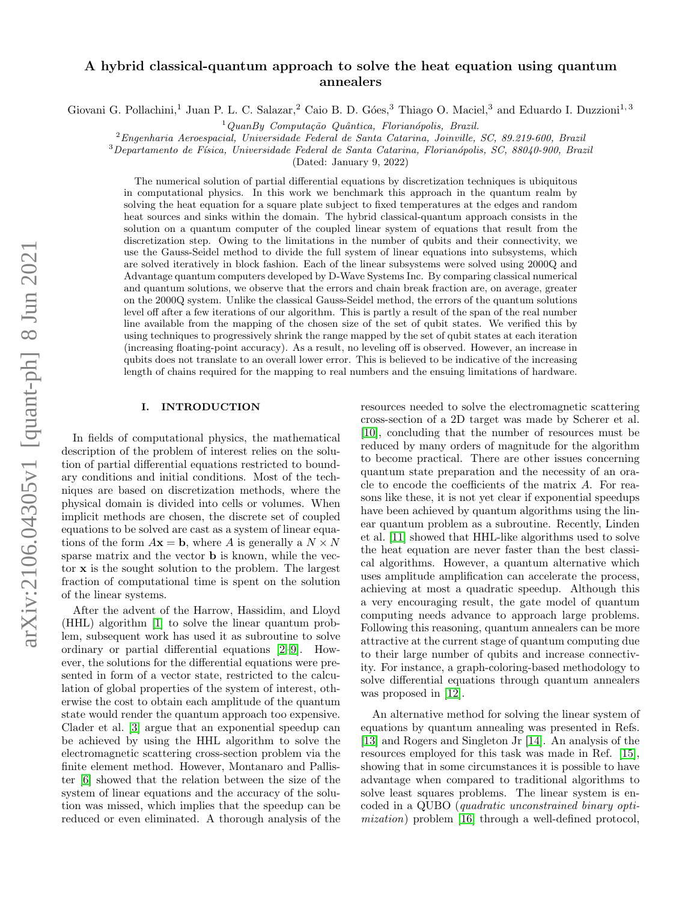# A hybrid classical-quantum approach to solve the heat equation using quantum annealers

Giovani G. Pollachini,[1] Juan P. L. C. Salazar,[2] Caio B. D. Góes,[3] Thiago O. Maciel,[3] and Eduardo I. Duzzioni[1,3]

[1] *QuanBy Computação Quântica, Florianópolis, Brazil.*
[2] *Engenharia Aeroespacial, Universidade Federal de Santa Catarina, Joinville, SC, 89.219-600, Brazil*
[3] *Departamento de Física, Universidade Federal de Santa Catarina, Florianópolis, SC, 88040-900, Brazil*

(Dated: January 9, 2022)

The numerical solution of partial differential equations by discretization techniques is ubiquitous in computational physics. In this work we benchmark this approach in the quantum realm by solving the heat equation for a square plate subject to fixed temperatures at the edges and random heat sources and sinks within the domain. The hybrid classical-quantum approach consists in the solution on a quantum computer of the coupled linear system of equations that result from the discretization step. Owing to the limitations in the number of qubits and their connectivity, we use the Gauss-Seidel method to divide the full system of linear equations into subsystems, which are solved iteratively in block fashion. Each of the linear subsystems were solved using 2000Q and Advantage quantum computers developed by D-Wave Systems Inc. By comparing classical numerical and quantum solutions, we observe that the errors and chain break fraction are, on average, greater on the 2000Q system. Unlike the classical Gauss-Seidel method, the errors of the quantum solutions level off after a few iterations of our algorithm. This is partly a result of the span of the real number line available from the mapping of the chosen size of the set of qubit states. We verified this by using techniques to progressively shrink the range mapped by the set of qubit states at each iteration (increasing floating-point accuracy). As a result, no leveling off is observed. However, an increase in qubits does not translate to an overall lower error. This is believed to be indicative of the increasing length of chains required for the mapping to real numbers and the ensuing limitations of hardware.

## I. INTRODUCTION

In fields of computational physics, the mathematical description of the problem of interest relies on the solution of partial differential equations restricted to boundary conditions and initial conditions. Most of the techniques are based on discretization methods, where the physical domain is divided into cells or volumes. When implicit methods are chosen, the discrete set of coupled equations to be solved are cast as a system of linear equations of the form $A\mathbf{x} = \mathbf{b}$, where $A$ is generally a $N \times N$ sparse matrix and the vector $\mathbf{b}$ is known, while the vector $\mathbf{x}$ is the sought solution to the problem. The largest fraction of computational time is spent on the solution of the linear systems.

After the advent of the Harrow, Hassidim, and Lloyd (HHL) algorithm [1] to solve the linear quantum problem, subsequent work has used it as subroutine to solve ordinary or partial differential equations [2–9]. However, the solutions for the differential equations were presented in form of a vector state, restricted to the calculation of global properties of the system of interest, otherwise the cost to obtain each amplitude of the quantum state would render the quantum approach too expensive. Clader et al. [3] argue that an exponential speedup can be achieved by using the HHL algorithm to solve the electromagnetic scattering cross-section problem via the finite element method. However, Montanaro and Pallister [6] showed that the relation between the size of the system of linear equations and the accuracy of the solution was missed, which implies that the speedup can be reduced or even eliminated. A thorough analysis of the resources needed to solve the electromagnetic scattering cross-section of a 2D target was made by Scherer et al. [10], concluding that the number of resources must be reduced by many orders of magnitude for the algorithm to become practical. There are other issues concerning quantum state preparation and the necessity of an oracle to encode the coefficients of the matrix $A$. For reasons like these, it is not yet clear if exponential speedups have been achieved by quantum algorithms using the linear quantum problem as a subroutine. Recently, Linden et al. [11] showed that HHL-like algorithms used to solve the heat equation are never faster than the best classical algorithms. However, a quantum alternative which uses amplitude amplification can accelerate the process, achieving at most a quadratic speedup. Although this a very encouraging result, the gate model of quantum computing needs advance to approach large problems. Following this reasoning, quantum annealers can be more attractive at the current stage of quantum computing due to their large number of qubits and increase connectivity. For instance, a graph-coloring-based methodology to solve differential equations through quantum annealers was proposed in [12].

An alternative method for solving the linear system of equations by quantum annealing was presented in Refs. [13] and Rogers and Singleton Jr [14]. An analysis of the resources employed for this task was made in Ref. [15], showing that in some circumstances it is possible to have advantage when compared to traditional algorithms to solve least squares problems. The linear system is encoded in a QUBO (*quadratic unconstrained binary optimization*) problem [16] through a well-defined protocol,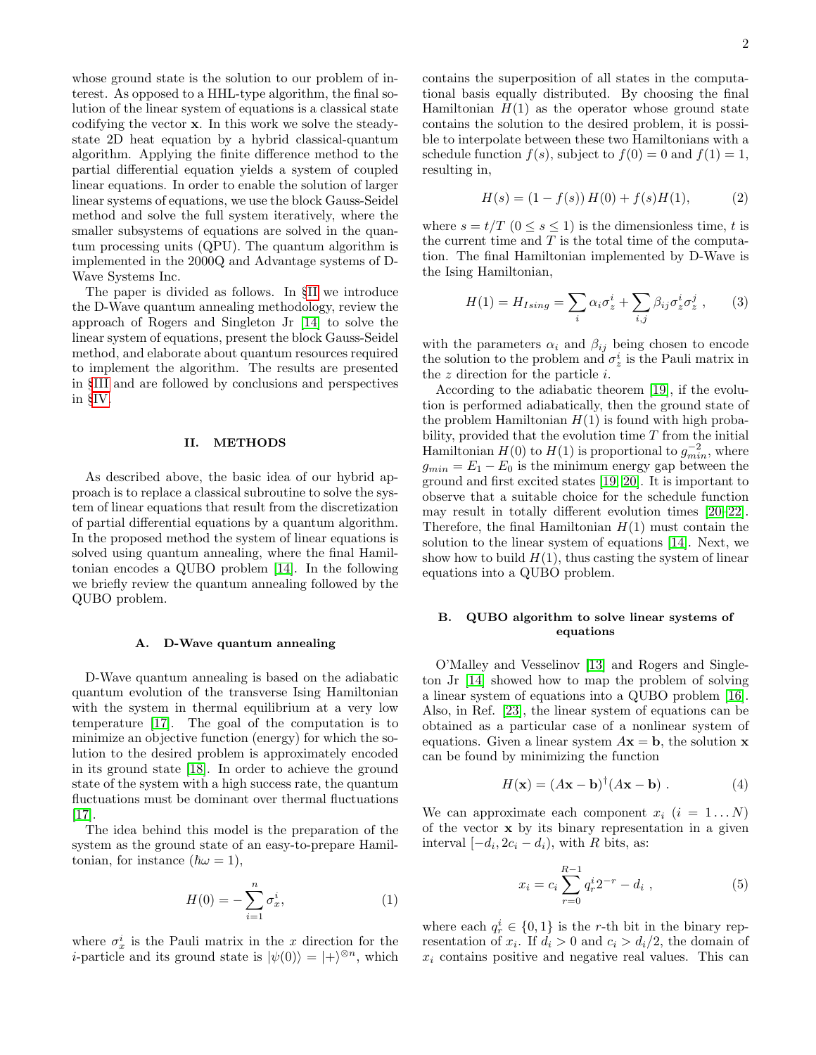whose ground state is the solution to our problem of interest. As opposed to a HHL-type algorithm, the final solution of the linear system of equations is a classical state codifying the vector $\mathbf{x}$. In this work we solve the steady-state 2D heat equation by a hybrid classical-quantum algorithm. Applying the finite difference method to the partial differential equation yields a system of coupled linear equations. In order to enable the solution of larger linear systems of equations, we use the block Gauss-Seidel method and solve the full system iteratively, where the smaller subsystems of equations are solved in the quantum processing units (QPU). The quantum algorithm is implemented in the 2000Q and Advantage systems of D-Wave Systems Inc.

The paper is divided as follows. In §II we introduce the D-Wave quantum annealing methodology, review the approach of Rogers and Singleton Jr [14] to solve the linear system of equations, present the block Gauss-Seidel method, and elaborate about quantum resources required to implement the algorithm. The results are presented in §III and are followed by conclusions and perspectives in §IV.

## II. METHODS

As described above, the basic idea of our hybrid approach is to replace a classical subroutine to solve the system of linear equations that result from the discretization of partial differential equations by a quantum algorithm. In the proposed method the system of linear equations is solved using quantum annealing, where the final Hamiltonian encodes a QUBO problem [14]. In the following we briefly review the quantum annealing followed by the QUBO problem.

### A. D-Wave quantum annealing

D-Wave quantum annealing is based on the adiabatic quantum evolution of the transverse Ising Hamiltonian with the system in thermal equilibrium at a very low temperature [17]. The goal of the computation is to minimize an objective function (energy) for which the solution to the desired problem is approximately encoded in its ground state [18]. In order to achieve the ground state of the system with a high success rate, the quantum fluctuations must be dominant over thermal fluctuations [17].

The idea behind this model is the preparation of the system as the ground state of an easy-to-prepare Hamiltonian, for instance ($\hbar\omega = 1$),

$$H(0) = -\sum_{i=1}^{n} \sigma_x^i, \tag{1}$$

where $\sigma_x^i$ is the Pauli matrix in the $x$ direction for the $i$-particle and its ground state is $|\psi(0)\rangle = |+\rangle^{\otimes n}$, which contains the superposition of all states in the computational basis equally distributed. By choosing the final Hamiltonian $H(1)$ as the operator whose ground state contains the solution to the desired problem, it is possible to interpolate between these two Hamiltonians with a schedule function $f(s)$, subject to $f(0) = 0$ and $f(1) = 1$, resulting in,

$$H(s) = (1 - f(s))\, H(0) + f(s) H(1), \tag{2}$$

where $s = t/T$ ($0 \leq s \leq 1$) is the dimensionless time, $t$ is the current time and $T$ is the total time of the computation. The final Hamiltonian implemented by D-Wave is the Ising Hamiltonian,

$$H(1) = H_{Ising} = \sum_i \alpha_i \sigma_z^i + \sum_{i,j} \beta_{ij} \sigma_z^i \sigma_z^j \ , \tag{3}$$

with the parameters $\alpha_i$ and $\beta_{ij}$ being chosen to encode the solution to the problem and $\sigma_z^i$ is the Pauli matrix in the $z$ direction for the particle $i$.

According to the adiabatic theorem [19], if the evolution is performed adiabatically, then the ground state of the problem Hamiltonian $H(1)$ is found with high probability, provided that the evolution time $T$ from the initial Hamiltonian $H(0)$ to $H(1)$ is proportional to $g_{min}^{-2}$, where $g_{min} = E_1 - E_0$ is the minimum energy gap between the ground and first excited states [19, 20]. It is important to observe that a suitable choice for the schedule function may result in totally different evolution times [20–22]. Therefore, the final Hamiltonian $H(1)$ must contain the solution to the linear system of equations [14]. Next, we show how to build $H(1)$, thus casting the system of linear equations into a QUBO problem.

### B. QUBO algorithm to solve linear systems of equations

O'Malley and Vesselinov [13] and Rogers and Singleton Jr [14] showed how to map the problem of solving a linear system of equations into a QUBO problem [16]. Also, in Ref. [23], the linear system of equations can be obtained as a particular case of a nonlinear system of equations. Given a linear system $A\mathbf{x} = \mathbf{b}$, the solution $\mathbf{x}$ can be found by minimizing the function

$$H(\mathbf{x}) = (A\mathbf{x} - \mathbf{b})^{\dagger}(A\mathbf{x} - \mathbf{b}) \ . \tag{4}$$

We can approximate each component $x_i$ ($i = 1 \ldots N$) of the vector $\mathbf{x}$ by its binary representation in a given interval $[-d_i, 2c_i - d_i)$, with $R$ bits, as:

$$x_i = c_i \sum_{r=0}^{R-1} q_r^i 2^{-r} - d_i \ , \tag{5}$$

where each $q_r^i \in \{0, 1\}$ is the $r$-th bit in the binary representation of $x_i$. If $d_i > 0$ and $c_i > d_i/2$, the domain of $x_i$ contains positive and negative real values. This can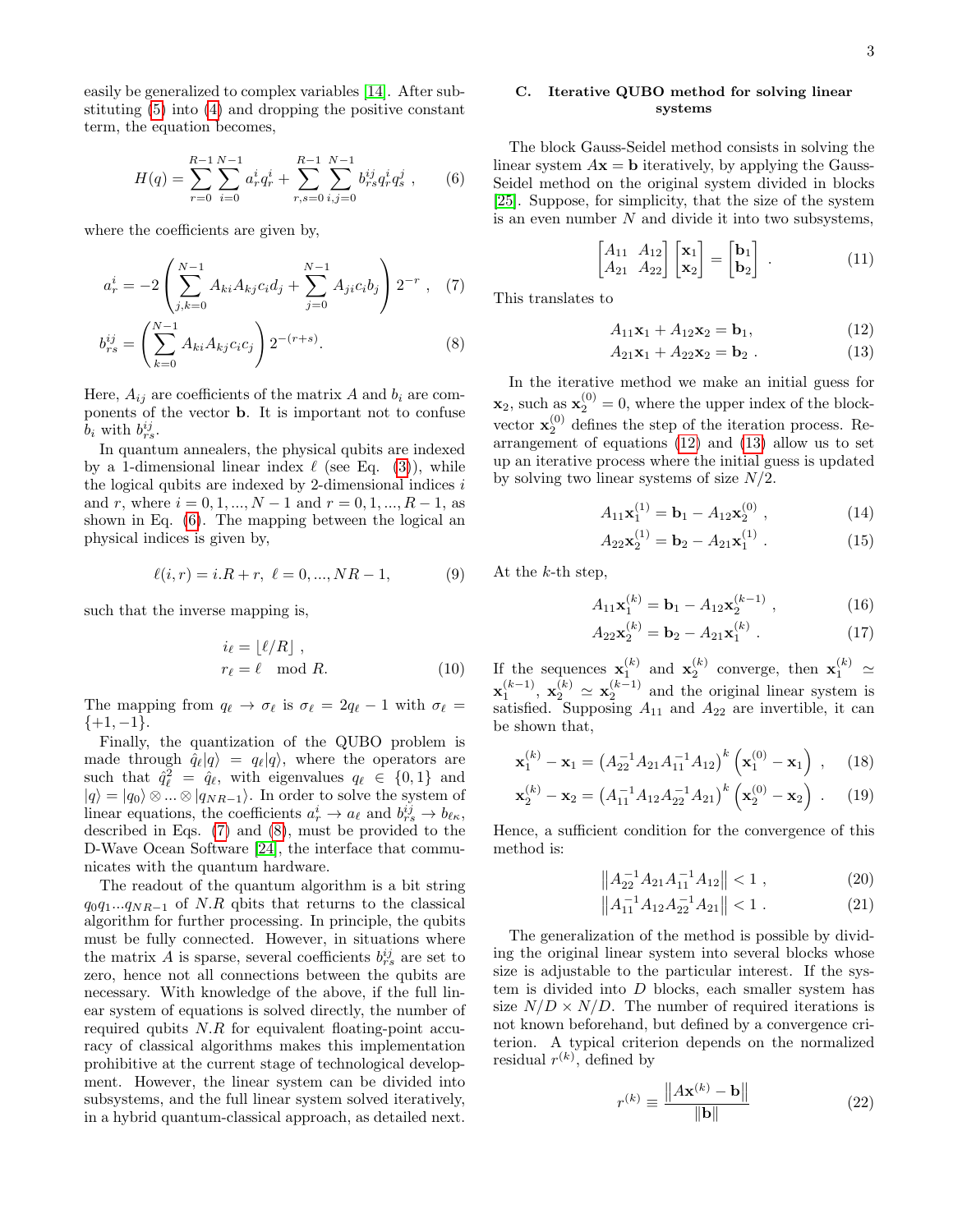easily be generalized to complex variables [14]. After substituting (5) into (4) and dropping the positive constant term, the equation becomes,

$$H(q) = \sum_{r=0}^{R-1}\sum_{i=0}^{N-1} a_r^i q_r^i + \sum_{r,s=0}^{R-1}\sum_{i,j=0}^{N-1} b_{rs}^{ij} q_r^i q_s^j \ , \tag{6}$$

where the coefficients are given by,

$$a_r^i = -2\left(\sum_{j,k=0}^{N-1} A_{ki}A_{kj}c_i d_j + \sum_{j=0}^{N-1} A_{ji}c_i b_j\right)2^{-r} \ , \tag{7}$$

$$b_{rs}^{ij} = \left(\sum_{k=0}^{N-1} A_{ki}A_{kj}c_i c_j\right)2^{-(r+s)}. \tag{8}$$

Here, $A_{ij}$ are coefficients of the matrix $A$ and $b_i$ are components of the vector $\mathbf{b}$. It is important not to confuse $b_i$ with $b_{rs}^{ij}$.

In quantum annealers, the physical qubits are indexed by a 1-dimensional linear index $\ell$ (see Eq. (3)), while the logical qubits are indexed by 2-dimensional indices $i$ and $r$, where $i = 0, 1, ..., N-1$ and $r = 0, 1, ..., R-1$, as shown in Eq. (6). The mapping between the logical an physical indices is given by,

$$\ell(i, r) = i.R + r, \ \ell = 0, ..., NR - 1, \tag{9}$$

such that the inverse mapping is,

$$\begin{aligned} i_\ell &= \lfloor \ell / R \rfloor \ , \\ r_\ell &= \ell \mod R. \end{aligned} \tag{10}$$

The mapping from $q_\ell \to \sigma_\ell$ is $\sigma_\ell = 2q_\ell - 1$ with $\sigma_\ell = \{+1, -1\}$.

Finally, the quantization of the QUBO problem is made through $\hat{q}_\ell|q\rangle = q_\ell|q\rangle$, where the operators are such that $\hat{q}_\ell^2 = \hat{q}_\ell$, with eigenvalues $q_\ell \in \{0, 1\}$ and $|q\rangle = |q_0\rangle \otimes ... \otimes |q_{NR-1}\rangle$. In order to solve the system of linear equations, the coefficients $a_r^i \to a_\ell$ and $b_{rs}^{ij} \to b_{\ell\kappa}$, described in Eqs. (7) and (8), must be provided to the D-Wave Ocean Software [24], the interface that communicates with the quantum hardware.

The readout of the quantum algorithm is a bit string $q_0 q_1 ... q_{NR-1}$ of $N.R$ qbits that returns to the classical algorithm for further processing. In principle, the qubits must be fully connected. However, in situations where the matrix $A$ is sparse, several coefficients $b_{rs}^{ij}$ are set to zero, hence not all connections between the qubits are necessary. With knowledge of the above, if the full linear system of equations is solved directly, the number of required qubits $N.R$ for equivalent floating-point accuracy of classical algorithms makes this implementation prohibitive at the current stage of technological development. However, the linear system can be divided into subsystems, and the full linear system solved iteratively, in a hybrid quantum-classical approach, as detailed next.

### C. Iterative QUBO method for solving linear systems

The block Gauss-Seidel method consists in solving the linear system $A\mathbf{x} = \mathbf{b}$ iteratively, by applying the Gauss-Seidel method on the original system divided in blocks [25]. Suppose, for simplicity, that the size of the system is an even number $N$ and divide it into two subsystems,

$$\begin{bmatrix} A_{11} & A_{12} \\ A_{21} & A_{22} \end{bmatrix}\begin{bmatrix} \mathbf{x}_1 \\ \mathbf{x}_2 \end{bmatrix} = \begin{bmatrix} \mathbf{b}_1 \\ \mathbf{b}_2 \end{bmatrix} \ . \tag{11}$$

This translates to

$$A_{11}\mathbf{x}_1 + A_{12}\mathbf{x}_2 = \mathbf{b}_1, \tag{12}$$

$$A_{21}\mathbf{x}_1 + A_{22}\mathbf{x}_2 = \mathbf{b}_2 \ . \tag{13}$$

In the iterative method we make an initial guess for $\mathbf{x}_2$, such as $\mathbf{x}_2^{(0)} = 0$, where the upper index of the block-vector $\mathbf{x}_2^{(0)}$ defines the step of the iteration process. Rearrangement of equations (12) and (13) allow us to set up an iterative process where the initial guess is updated by solving two linear systems of size $N/2$.

$$A_{11}\mathbf{x}_1^{(1)} = \mathbf{b}_1 - A_{12}\mathbf{x}_2^{(0)} \ , \tag{14}$$

$$A_{22}\mathbf{x}_2^{(1)} = \mathbf{b}_2 - A_{21}\mathbf{x}_1^{(1)} \ . \tag{15}$$

At the $k$-th step,

$$A_{11}\mathbf{x}_1^{(k)} = \mathbf{b}_1 - A_{12}\mathbf{x}_2^{(k-1)} \ , \tag{16}$$

$$A_{22}\mathbf{x}_2^{(k)} = \mathbf{b}_2 - A_{21}\mathbf{x}_1^{(k)} \ . \tag{17}$$

If the sequences $\mathbf{x}_1^{(k)}$ and $\mathbf{x}_2^{(k)}$ converge, then $\mathbf{x}_1^{(k)} \simeq \mathbf{x}_1^{(k-1)}$, $\mathbf{x}_2^{(k)} \simeq \mathbf{x}_2^{(k-1)}$ and the original linear system is satisfied. Supposing $A_{11}$ and $A_{22}$ are invertible, it can be shown that,

$$\mathbf{x}_1^{(k)} - \mathbf{x}_1 = \left(A_{22}^{-1}A_{21}A_{11}^{-1}A_{12}\right)^k\left(\mathbf{x}_1^{(0)} - \mathbf{x}_1\right) \ , \tag{18}$$

$$\mathbf{x}_2^{(k)} - \mathbf{x}_2 = \left(A_{11}^{-1}A_{12}A_{22}^{-1}A_{21}\right)^k\left(\mathbf{x}_2^{(0)} - \mathbf{x}_2\right) \ . \tag{19}$$

Hence, a sufficient condition for the convergence of this method is:

$$\left\|A_{22}^{-1}A_{21}A_{11}^{-1}A_{12}\right\| < 1 \ , \tag{20}$$

$$\left\|A_{11}^{-1}A_{12}A_{22}^{-1}A_{21}\right\| < 1 \ . \tag{21}$$

The generalization of the method is possible by dividing the original linear system into several blocks whose size is adjustable to the particular interest. If the system is divided into $D$ blocks, each smaller system has size $N/D \times N/D$. The number of required iterations is not known beforehand, but defined by a convergence criterion. A typical criterion depends on the normalized residual $r^{(k)}$, defined by

$$r^{(k)} \equiv \frac{\left\|A\mathbf{x}^{(k)} - \mathbf{b}\right\|}{\|\mathbf{b}\|} \tag{22}$$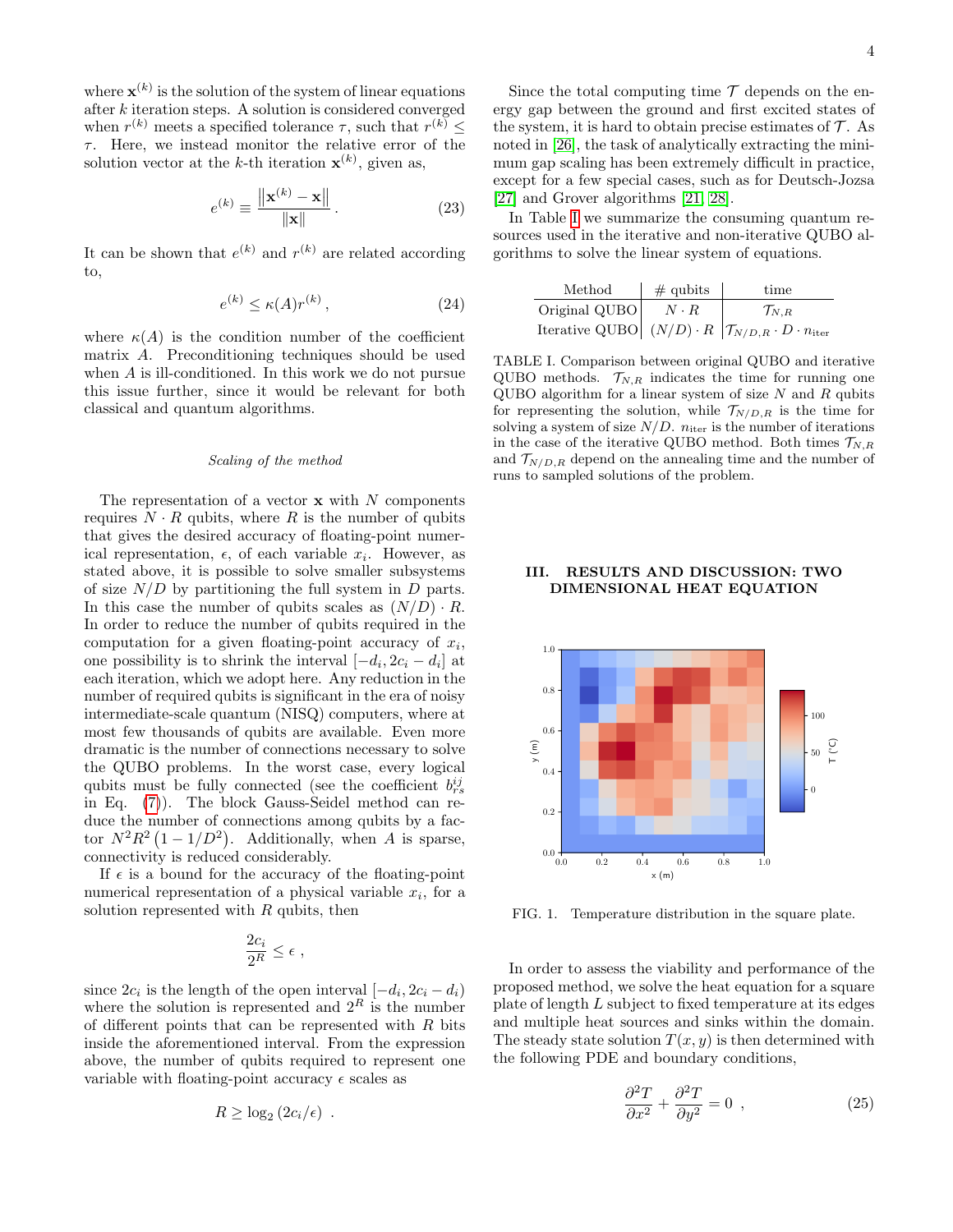where $\mathbf{x}^{(k)}$ is the solution of the system of linear equations after $k$ iteration steps. A solution is considered converged when $r^{(k)}$ meets a specified tolerance $\tau$, such that $r^{(k)} \leq \tau$. Here, we instead monitor the relative error of the solution vector at the $k$-th iteration $\mathbf{x}^{(k)}$, given as,

$$e^{(k)} \equiv \frac{\left\|\mathbf{x}^{(k)} - \mathbf{x}\right\|}{\|\mathbf{x}\|} . \tag{23}$$

It can be shown that $e^{(k)}$ and $r^{(k)}$ are related according to,

$$e^{(k)} \leq \kappa(A) r^{(k)} , \tag{24}$$

where $\kappa(A)$ is the condition number of the coefficient matrix $A$. Preconditioning techniques should be used when $A$ is ill-conditioned. In this work we do not pursue this issue further, since it would be relevant for both classical and quantum algorithms.

*Scaling of the method*

The representation of a vector $\mathbf{x}$ with $N$ components requires $N \cdot R$ qubits, where $R$ is the number of qubits that gives the desired accuracy of floating-point numerical representation, $\epsilon$, of each variable $x_i$. However, as stated above, it is possible to solve smaller subsystems of size $N/D$ by partitioning the full system in $D$ parts. In this case the number of qubits scales as $(N/D) \cdot R$. In order to reduce the number of qubits required in the computation for a given floating-point accuracy of $x_i$, one possibility is to shrink the interval $[-d_i, 2c_i - d_i]$ at each iteration, which we adopt here. Any reduction in the number of required qubits is significant in the era of noisy intermediate-scale quantum (NISQ) computers, where at most few thousands of qubits are available. Even more dramatic is the number of connections necessary to solve the QUBO problems. In the worst case, every logical qubits must be fully connected (see the coefficient $b_{rs}^{ij}$ in Eq. (7)). The block Gauss-Seidel method can reduce the number of connections among qubits by a factor $N^2R^2\left(1 - 1/D^2\right)$. Additionally, when $A$ is sparse, connectivity is reduced considerably.

If $\epsilon$ is a bound for the accuracy of the floating-point numerical representation of a physical variable $x_i$, for a solution represented with $R$ qubits, then

$$\frac{2c_i}{2^R} \leq \epsilon ,$$

since $2c_i$ is the length of the open interval $[-d_i, 2c_i - d_i)$ where the solution is represented and $2^R$ is the number of different points that can be represented with $R$ bits inside the aforementioned interval. From the expression above, the number of qubits required to represent one variable with floating-point accuracy $\epsilon$ scales as

$$R \geq \log_2\left(2c_i/\epsilon\right) .$$

Since the total computing time $\mathcal{T}$ depends on the energy gap between the ground and first excited states of the system, it is hard to obtain precise estimates of $\mathcal{T}$. As noted in [26], the task of analytically extracting the minimum gap scaling has been extremely difficult in practice, except for a few special cases, such as for Deutsch-Jozsa [27] and Grover algorithms [21, 28].

In Table I we summarize the consuming quantum resources used in the iterative and non-iterative QUBO algorithms to solve the linear system of equations.

| Method | # qubits | time |
|---|---|---|
| Original QUBO | $N \cdot R$ | $\mathcal{T}_{N,R}$ |
| Iterative QUBO | $(N/D) \cdot R$ | $\mathcal{T}_{N/D,R} \cdot D \cdot n_{\text{iter}}$ |

TABLE I. Comparison between original QUBO and iterative QUBO methods. $\mathcal{T}_{N,R}$ indicates the time for running one QUBO algorithm for a linear system of size $N$ and $R$ qubits for representing the solution, while $\mathcal{T}_{N/D,R}$ is the time for solving a system of size $N/D$. $n_{\text{iter}}$ is the number of iterations in the case of the iterative QUBO method. Both times $\mathcal{T}_{N,R}$ and $\mathcal{T}_{N/D,R}$ depend on the annealing time and the number of runs to sampled solutions of the problem.

## III. RESULTS AND DISCUSSION: TWO DIMENSIONAL HEAT EQUATION

FIG. 1. Temperature distribution in the square plate.

In order to assess the viability and performance of the proposed method, we solve the heat equation for a square plate of length $L$ subject to fixed temperature at its edges and multiple heat sources and sinks within the domain. The steady state solution $T(x, y)$ is then determined with the following PDE and boundary conditions,

$$\frac{\partial^2 T}{\partial x^2} + \frac{\partial^2 T}{\partial y^2} = 0 , \tag{25}$$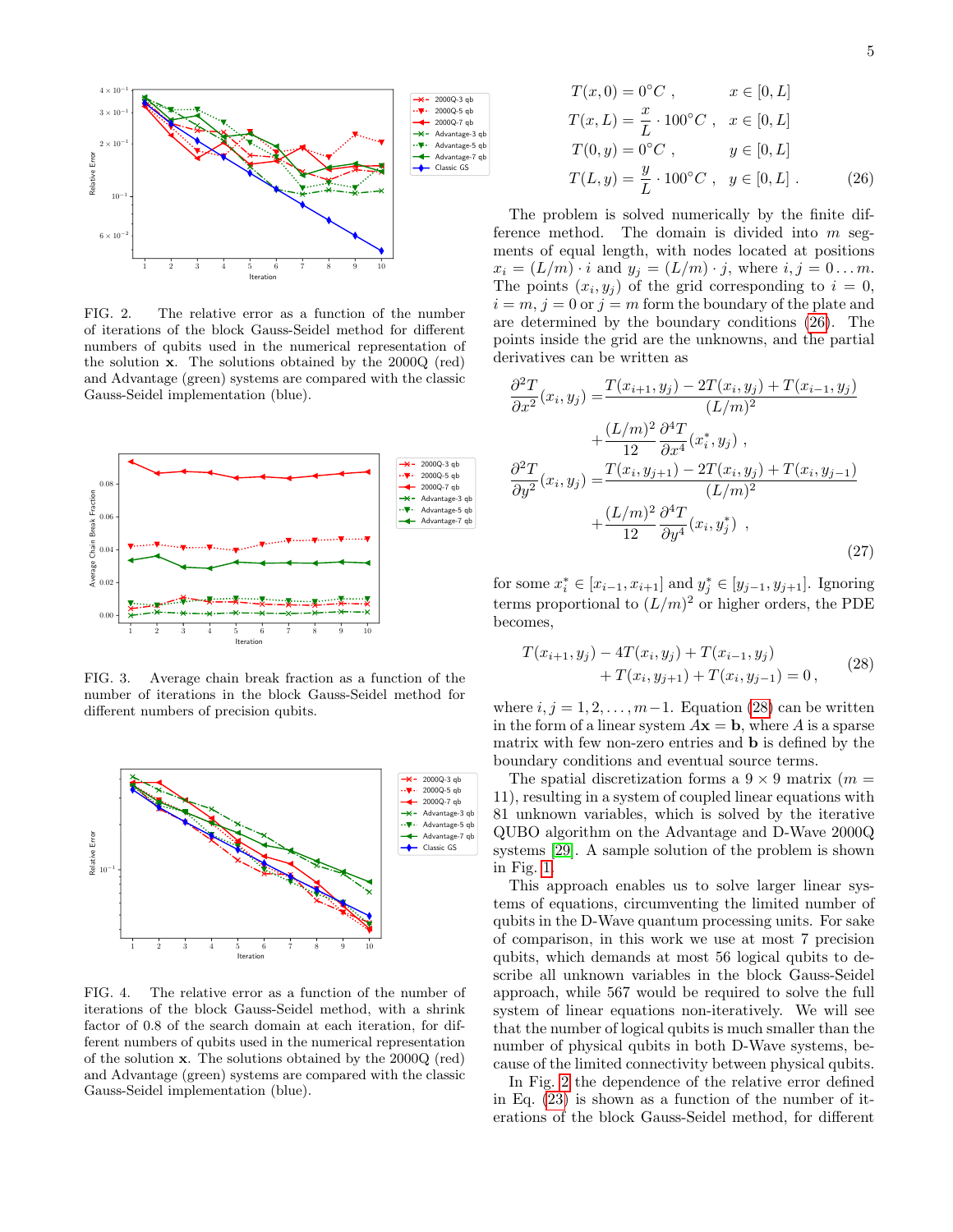FIG. 2. The relative error as a function of the number of iterations of the block Gauss-Seidel method for different numbers of qubits used in the numerical representation of the solution $\mathbf{x}$. The solutions obtained by the 2000Q (red) and Advantage (green) systems are compared with the classic Gauss-Seidel implementation (blue).

FIG. 3. Average chain break fraction as a function of the number of iterations in the block Gauss-Seidel method for different numbers of precision qubits.

FIG. 4. The relative error as a function of the number of iterations of the block Gauss-Seidel method, with a shrink factor of 0.8 of the search domain at each iteration, for different numbers of qubits used in the numerical representation of the solution $\mathbf{x}$. The solutions obtained by the 2000Q (red) and Advantage (green) systems are compared with the classic Gauss-Seidel implementation (blue).

$$
\begin{aligned}
T(x,0) &= 0°C\ , & x \in [0,L] \\
T(x,L) &= \frac{x}{L}\cdot 100°C\ , & x \in [0,L] \\
T(0,y) &= 0°C\ , & y \in [0,L] \\
T(L,y) &= \frac{y}{L}\cdot 100°C\ , & y \in [0,L]\ .
\end{aligned} \tag{26}
$$

The problem is solved numerically by the finite difference method. The domain is divided into $m$ segments of equal length, with nodes located at positions $x_i = (L/m)\cdot i$ and $y_j = (L/m)\cdot j$, where $i, j = 0\ldots m$. The points $(x_i, y_j)$ of the grid corresponding to $i = 0$, $i = m$, $j = 0$ or $j = m$ form the boundary of the plate and are determined by the boundary conditions (26). The points inside the grid are the unknowns, and the partial derivatives can be written as

$$
\begin{aligned}
\frac{\partial^2 T}{\partial x^2}(x_i, y_j) =& \frac{T(x_{i+1}, y_j) - 2T(x_i, y_j) + T(x_{i-1}, y_j)}{(L/m)^2} \\
&+ \frac{(L/m)^2}{12}\frac{\partial^4 T}{\partial x^4}(x_i^*, y_j)\ , \\
\frac{\partial^2 T}{\partial y^2}(x_i, y_j) =& \frac{T(x_i, y_{j+1}) - 2T(x_i, y_j) + T(x_i, y_{j-1})}{(L/m)^2} \\
&+ \frac{(L/m)^2}{12}\frac{\partial^4 T}{\partial y^4}(x_i, y_j^*)\ ,
\end{aligned} \tag{27}
$$

for some $x_i^* \in [x_{i-1}, x_{i+1}]$ and $y_j^* \in [y_{j-1}, y_{j+1}]$. Ignoring terms proportional to $(L/m)^2$ or higher orders, the PDE becomes,

$$
\begin{aligned}
T(x_{i+1}, y_j) - 4T(x_i, y_j) + T(x_{i-1}, y_j)& \\
+ T(x_i, y_{j+1}) + T(x_i, y_{j-1}) = 0\,&,
\end{aligned} \tag{28}
$$

where $i, j = 1, 2, \ldots, m-1$. Equation (28) can be written in the form of a linear system $A\mathbf{x} = \mathbf{b}$, where $A$ is a sparse matrix with few non-zero entries and $\mathbf{b}$ is defined by the boundary conditions and eventual source terms.

The spatial discretization forms a $9\times 9$ matrix ($m = 11$), resulting in a system of coupled linear equations with 81 unknown variables, which is solved by the iterative QUBO algorithm on the Advantage and D-Wave 2000Q systems [29]. A sample solution of the problem is shown in Fig. 1.

This approach enables us to solve larger linear systems of equations, circumventing the limited number of qubits in the D-Wave quantum processing units. For sake of comparison, in this work we use at most 7 precision qubits, which demands at most 56 logical qubits to describe all unknown variables in the block Gauss-Seidel approach, while 567 would be required to solve the full system of linear equations non-iteratively. We will see that the number of logical qubits is much smaller than the number of physical qubits in both D-Wave systems, because of the limited connectivity between physical qubits.

In Fig. 2 the dependence of the relative error defined in Eq. (23) is shown as a function of the number of iterations of the block Gauss-Seidel method, for different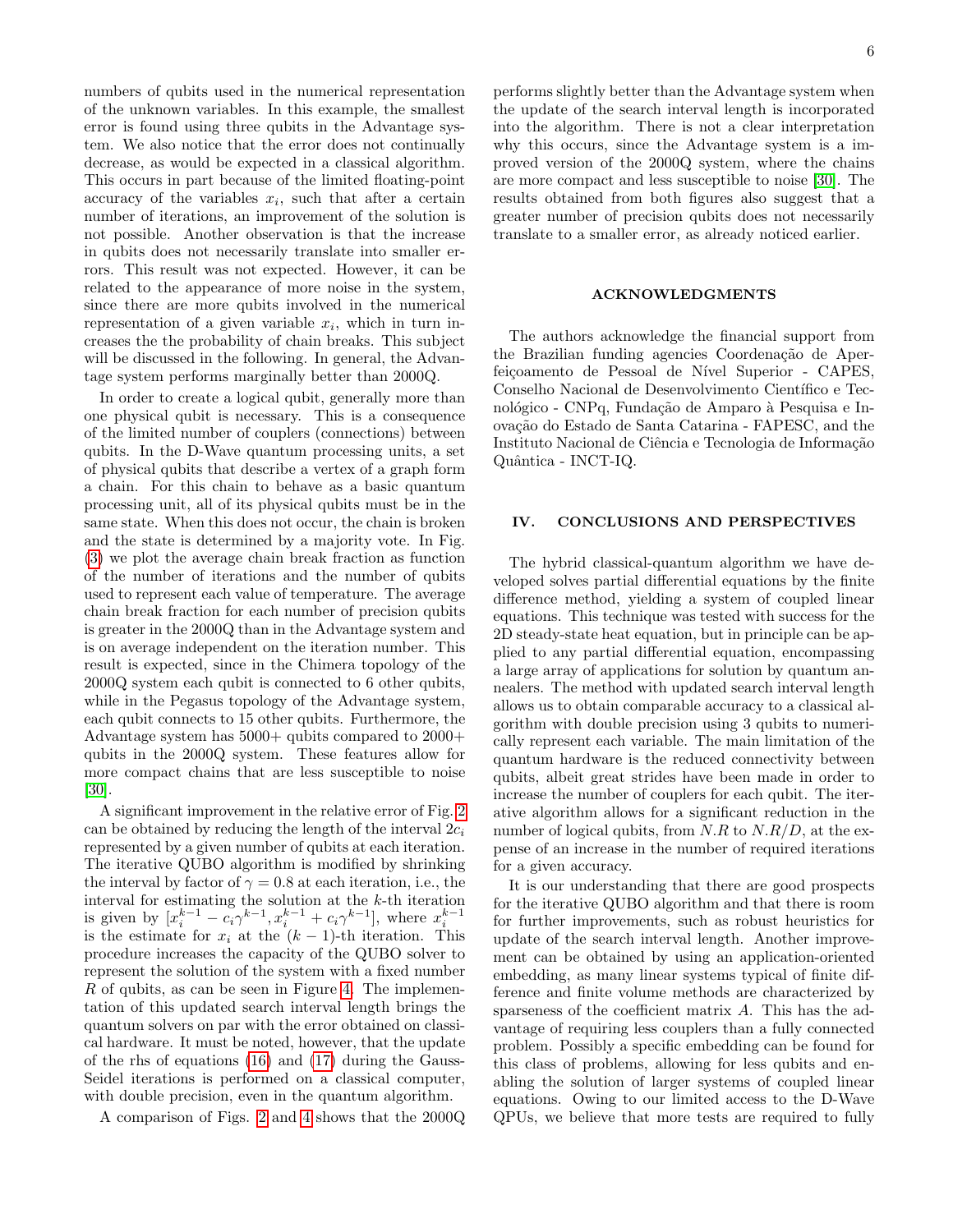numbers of qubits used in the numerical representation of the unknown variables. In this example, the smallest error is found using three qubits in the Advantage system. We also notice that the error does not continually decrease, as would be expected in a classical algorithm. This occurs in part because of the limited floating-point accuracy of the variables $x_i$, such that after a certain number of iterations, an improvement of the solution is not possible. Another observation is that the increase in qubits does not necessarily translate into smaller errors. This result was not expected. However, it can be related to the appearance of more noise in the system, since there are more qubits involved in the numerical representation of a given variable $x_i$, which in turn increases the the probability of chain breaks. This subject will be discussed in the following. In general, the Advantage system performs marginally better than 2000Q.

In order to create a logical qubit, generally more than one physical qubit is necessary. This is a consequence of the limited number of couplers (connections) between qubits. In the D-Wave quantum processing units, a set of physical qubits that describe a vertex of a graph form a chain. For this chain to behave as a basic quantum processing unit, all of its physical qubits must be in the same state. When this does not occur, the chain is broken and the state is determined by a majority vote. In Fig. (3) we plot the average chain break fraction as function of the number of iterations and the number of qubits used to represent each value of temperature. The average chain break fraction for each number of precision qubits is greater in the 2000Q than in the Advantage system and is on average independent on the iteration number. This result is expected, since in the Chimera topology of the 2000Q system each qubit is connected to 6 other qubits, while in the Pegasus topology of the Advantage system, each qubit connects to 15 other qubits. Furthermore, the Advantage system has 5000+ qubits compared to 2000+ qubits in the 2000Q system. These features allow for more compact chains that are less susceptible to noise [30].

A significant improvement in the relative error of Fig. 2 can be obtained by reducing the length of the interval $2c_i$ represented by a given number of qubits at each iteration. The iterative QUBO algorithm is modified by shrinking the interval by factor of $\gamma = 0.8$ at each iteration, i.e., the interval for estimating the solution at the $k$-th iteration is given by $[x_i^{k-1} - c_i\gamma^{k-1}, x_i^{k-1} + c_i\gamma^{k-1}]$, where $x_i^{k-1}$ is the estimate for $x_i$ at the $(k-1)$-th iteration. This procedure increases the capacity of the QUBO solver to represent the solution of the system with a fixed number $R$ of qubits, as can be seen in Figure 4. The implementation of this updated search interval length brings the quantum solvers on par with the error obtained on classical hardware. It must be noted, however, that the update of the rhs of equations (16) and (17) during the Gauss-Seidel iterations is performed on a classical computer, with double precision, even in the quantum algorithm.

A comparison of Figs. 2 and 4 shows that the 2000Q performs slightly better than the Advantage system when the update of the search interval length is incorporated into the algorithm. There is not a clear interpretation why this occurs, since the Advantage system is a improved version of the 2000Q system, where the chains are more compact and less susceptible to noise [30]. The results obtained from both figures also suggest that a greater number of precision qubits does not necessarily translate to a smaller error, as already noticed earlier.

## ACKNOWLEDGMENTS

The authors acknowledge the financial support from the Brazilian funding agencies Coordenação de Aperfeiçoamento de Pessoal de Nível Superior - CAPES, Conselho Nacional de Desenvolvimento Científico e Tecnológico - CNPq, Fundação de Amparo à Pesquisa e Inovação do Estado de Santa Catarina - FAPESC, and the Instituto Nacional de Ciência e Tecnologia de Informação Quântica - INCT-IQ.

## IV. CONCLUSIONS AND PERSPECTIVES

The hybrid classical-quantum algorithm we have developed solves partial differential equations by the finite difference method, yielding a system of coupled linear equations. This technique was tested with success for the 2D steady-state heat equation, but in principle can be applied to any partial differential equation, encompassing a large array of applications for solution by quantum annealers. The method with updated search interval length allows us to obtain comparable accuracy to a classical algorithm with double precision using 3 qubits to numerically represent each variable. The main limitation of the quantum hardware is the reduced connectivity between qubits, albeit great strides have been made in order to increase the number of couplers for each qubit. The iterative algorithm allows for a significant reduction in the number of logical qubits, from $N.R$ to $N.R/D$, at the expense of an increase in the number of required iterations for a given accuracy.

It is our understanding that there are good prospects for the iterative QUBO algorithm and that there is room for further improvements, such as robust heuristics for update of the search interval length. Another improvement can be obtained by using an application-oriented embedding, as many linear systems typical of finite difference and finite volume methods are characterized by sparseness of the coefficient matrix $A$. This has the advantage of requiring less couplers than a fully connected problem. Possibly a specific embedding can be found for this class of problems, allowing for less qubits and enabling the solution of larger systems of coupled linear equations. Owing to our limited access to the D-Wave QPUs, we believe that more tests are required to fully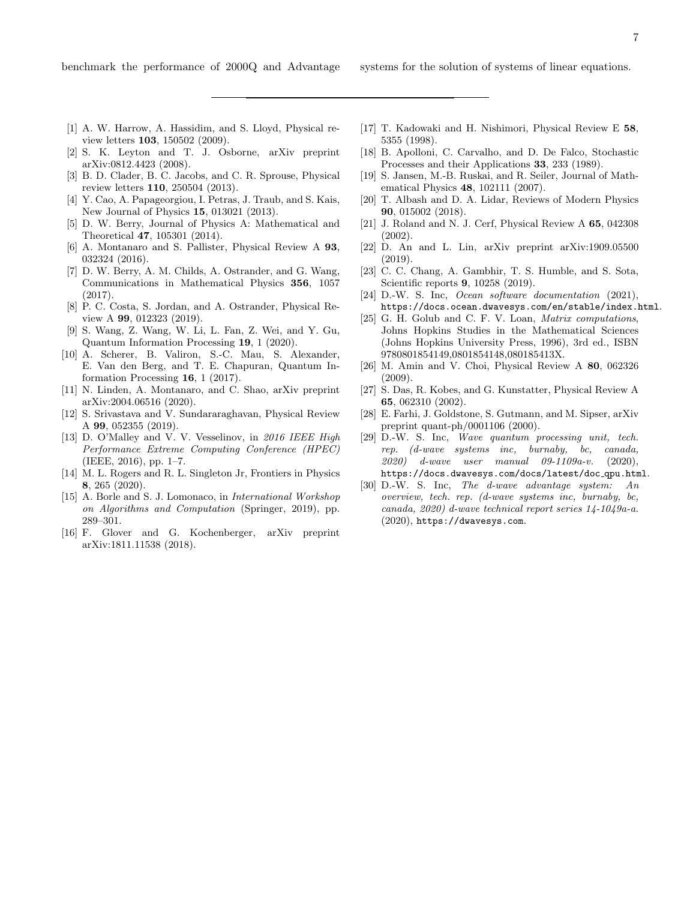benchmark the performance of 2000Q and Advantage systems for the solution of systems of linear equations.

---

[1] A. W. Harrow, A. Hassidim, and S. Lloyd, Physical review letters **103**, 150502 (2009).

[2] S. K. Leyton and T. J. Osborne, arXiv preprint arXiv:0812.4423 (2008).

[3] B. D. Clader, B. C. Jacobs, and C. R. Sprouse, Physical review letters **110**, 250504 (2013).

[4] Y. Cao, A. Papageorgiou, I. Petras, J. Traub, and S. Kais, New Journal of Physics **15**, 013021 (2013).

[5] D. W. Berry, Journal of Physics A: Mathematical and Theoretical **47**, 105301 (2014).

[6] A. Montanaro and S. Pallister, Physical Review A **93**, 032324 (2016).

[7] D. W. Berry, A. M. Childs, A. Ostrander, and G. Wang, Communications in Mathematical Physics **356**, 1057 (2017).

[8] P. C. Costa, S. Jordan, and A. Ostrander, Physical Review A **99**, 012323 (2019).

[9] S. Wang, Z. Wang, W. Li, L. Fan, Z. Wei, and Y. Gu, Quantum Information Processing **19**, 1 (2020).

[10] A. Scherer, B. Valiron, S.-C. Mau, S. Alexander, E. Van den Berg, and T. E. Chapuran, Quantum Information Processing **16**, 1 (2017).

[11] N. Linden, A. Montanaro, and C. Shao, arXiv preprint arXiv:2004.06516 (2020).

[12] S. Srivastava and V. Sundararaghavan, Physical Review A **99**, 052355 (2019).

[13] D. O'Malley and V. V. Vesselinov, in *2016 IEEE High Performance Extreme Computing Conference (HPEC)* (IEEE, 2016), pp. 1–7.

[14] M. L. Rogers and R. L. Singleton Jr, Frontiers in Physics **8**, 265 (2020).

[15] A. Borle and S. J. Lomonaco, in *International Workshop on Algorithms and Computation* (Springer, 2019), pp. 289–301.

[16] F. Glover and G. Kochenberger, arXiv preprint arXiv:1811.11538 (2018).

[17] T. Kadowaki and H. Nishimori, Physical Review E **58**, 5355 (1998).

[18] B. Apolloni, C. Carvalho, and D. De Falco, Stochastic Processes and their Applications **33**, 233 (1989).

[19] S. Jansen, M.-B. Ruskai, and R. Seiler, Journal of Mathematical Physics **48**, 102111 (2007).

[20] T. Albash and D. A. Lidar, Reviews of Modern Physics **90**, 015002 (2018).

[21] J. Roland and N. J. Cerf, Physical Review A **65**, 042308 (2002).

[22] D. An and L. Lin, arXiv preprint arXiv:1909.05500 (2019).

[23] C. C. Chang, A. Gambhir, T. S. Humble, and S. Sota, Scientific reports **9**, 10258 (2019).

[24] D.-W. S. Inc, *Ocean software documentation* (2021), `https://docs.ocean.dwavesys.com/en/stable/index.html`.

[25] G. H. Golub and C. F. V. Loan, *Matrix computations*, Johns Hopkins Studies in the Mathematical Sciences (Johns Hopkins University Press, 1996), 3rd ed., ISBN 9780801854149,0801854148,080185413X.

[26] M. Amin and V. Choi, Physical Review A **80**, 062326 (2009).

[27] S. Das, R. Kobes, and G. Kunstatter, Physical Review A **65**, 062310 (2002).

[28] E. Farhi, J. Goldstone, S. Gutmann, and M. Sipser, arXiv preprint quant-ph/0001106 (2000).

[29] D.-W. S. Inc, *Wave quantum processing unit, tech. rep. (d-wave systems inc, burnaby, bc, canada, 2020) d-wave user manual 09-1109a-v.* (2020), `https://docs.dwavesys.com/docs/latest/doc_qpu.html`.

[30] D.-W. S. Inc, *The d-wave advantage system: An overview, tech. rep. (d-wave systems inc, burnaby, bc, canada, 2020) d-wave technical report series 14-1049a-a.* (2020), `https://dwavesys.com`.